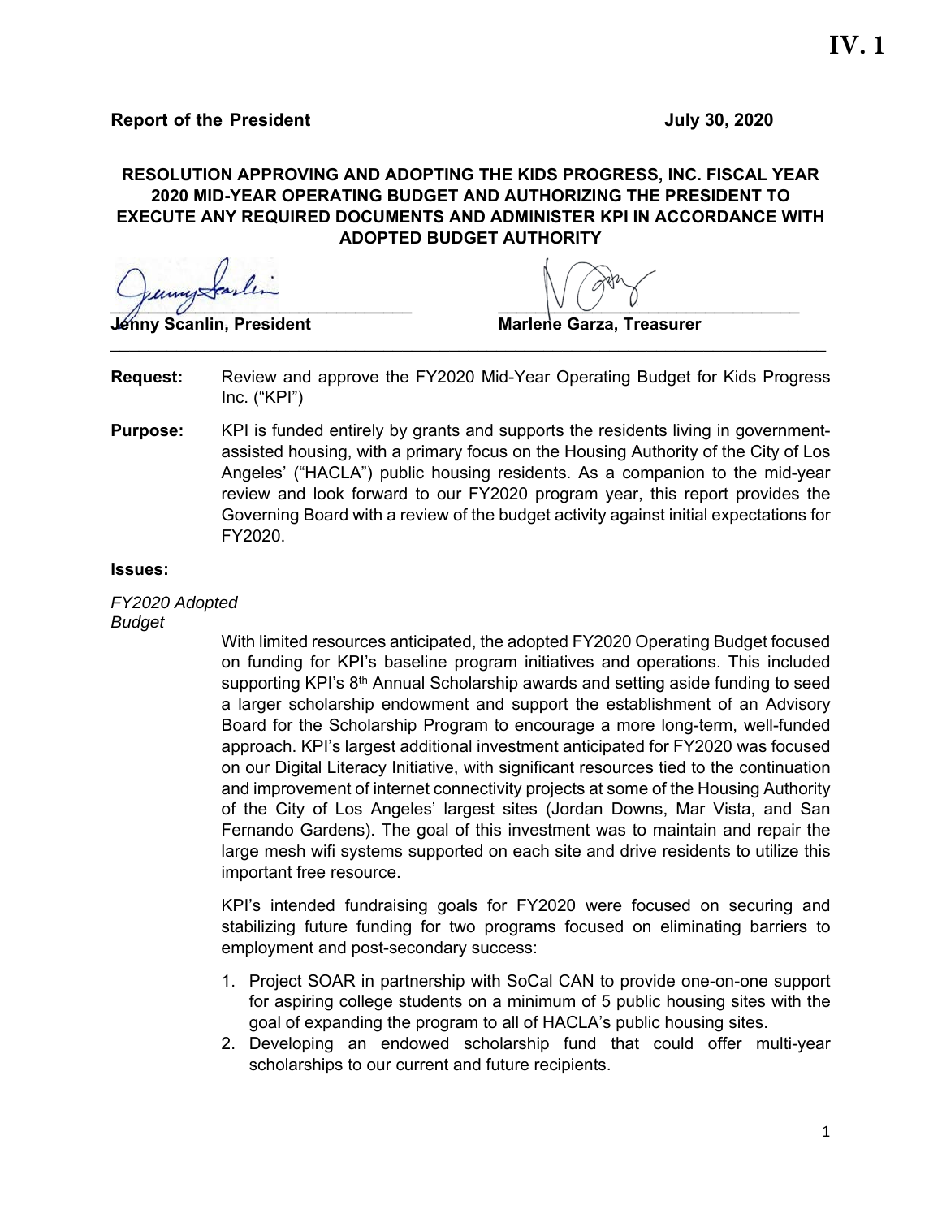**IV. 1**

**Report of the President** **July 30, 2020**

**RESOLUTION APPROVING AND ADOPTING THE KIDS PROGRESS, INC. FISCAL YEAR 2020 MID-YEAR OPERATING BUDGET AND AUTHORIZING THE PRESIDENT TO EXECUTE ANY REQUIRED DOCUMENTS AND ADMINISTER KPI IN ACCORDANCE WITH ADOPTED BUDGET AUTHORITY**

**Jenny Scanlin, President** **Marlene Garza, Treasurer**

---

**Request:** Review and approve the FY2020 Mid-Year Operating Budget for Kids Progress Inc. ("KPI")

**Purpose:** KPI is funded entirely by grants and supports the residents living in government-assisted housing, with a primary focus on the Housing Authority of the City of Los Angeles' ("HACLA") public housing residents. As a companion to the mid-year review and look forward to our FY2020 program year, this report provides the Governing Board with a review of the budget activity against initial expectations for FY2020.

**Issues:**

*FY2020 Adopted Budget*

With limited resources anticipated, the adopted FY2020 Operating Budget focused on funding for KPI's baseline program initiatives and operations. This included supporting KPI's 8th Annual Scholarship awards and setting aside funding to seed a larger scholarship endowment and support the establishment of an Advisory Board for the Scholarship Program to encourage a more long-term, well-funded approach. KPI's largest additional investment anticipated for FY2020 was focused on our Digital Literacy Initiative, with significant resources tied to the continuation and improvement of internet connectivity projects at some of the Housing Authority of the City of Los Angeles' largest sites (Jordan Downs, Mar Vista, and San Fernando Gardens). The goal of this investment was to maintain and repair the large mesh wifi systems supported on each site and drive residents to utilize this important free resource.

KPI's intended fundraising goals for FY2020 were focused on securing and stabilizing future funding for two programs focused on eliminating barriers to employment and post-secondary success:

1. Project SOAR in partnership with SoCal CAN to provide one-on-one support for aspiring college students on a minimum of 5 public housing sites with the goal of expanding the program to all of HACLA's public housing sites.
2. Developing an endowed scholarship fund that could offer multi-year scholarships to our current and future recipients.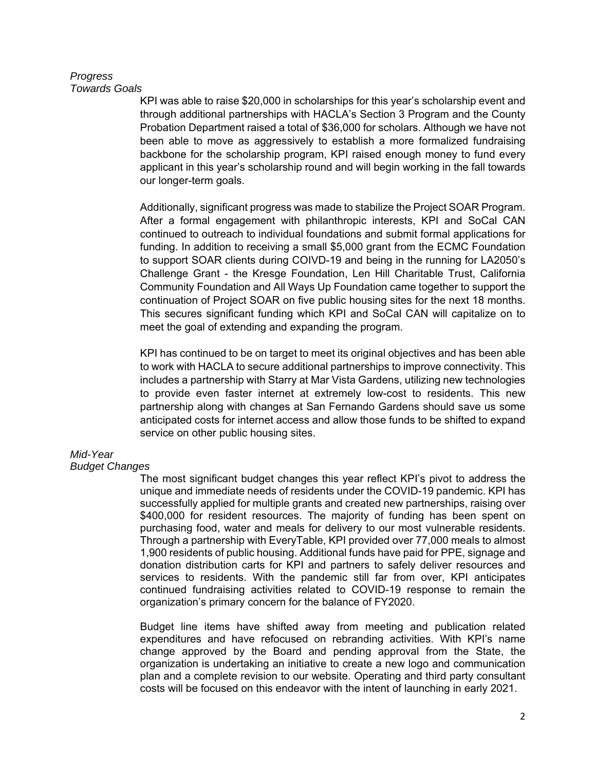*Progress Towards Goals*

KPI was able to raise $20,000 in scholarships for this year's scholarship event and through additional partnerships with HACLA's Section 3 Program and the County Probation Department raised a total of $36,000 for scholars. Although we have not been able to move as aggressively to establish a more formalized fundraising backbone for the scholarship program, KPI raised enough money to fund every applicant in this year's scholarship round and will begin working in the fall towards our longer-term goals.

Additionally, significant progress was made to stabilize the Project SOAR Program. After a formal engagement with philanthropic interests, KPI and SoCal CAN continued to outreach to individual foundations and submit formal applications for funding. In addition to receiving a small $5,000 grant from the ECMC Foundation to support SOAR clients during COIVD-19 and being in the running for LA2050's Challenge Grant - the Kresge Foundation, Len Hill Charitable Trust, California Community Foundation and All Ways Up Foundation came together to support the continuation of Project SOAR on five public housing sites for the next 18 months. This secures significant funding which KPI and SoCal CAN will capitalize on to meet the goal of extending and expanding the program.

KPI has continued to be on target to meet its original objectives and has been able to work with HACLA to secure additional partnerships to improve connectivity. This includes a partnership with Starry at Mar Vista Gardens, utilizing new technologies to provide even faster internet at extremely low-cost to residents. This new partnership along with changes at San Fernando Gardens should save us some anticipated costs for internet access and allow those funds to be shifted to expand service on other public housing sites.

*Mid-Year Budget Changes*

The most significant budget changes this year reflect KPI's pivot to address the unique and immediate needs of residents under the COVID-19 pandemic. KPI has successfully applied for multiple grants and created new partnerships, raising over $400,000 for resident resources. The majority of funding has been spent on purchasing food, water and meals for delivery to our most vulnerable residents. Through a partnership with EveryTable, KPI provided over 77,000 meals to almost 1,900 residents of public housing. Additional funds have paid for PPE, signage and donation distribution carts for KPI and partners to safely deliver resources and services to residents. With the pandemic still far from over, KPI anticipates continued fundraising activities related to COVID-19 response to remain the organization's primary concern for the balance of FY2020.

Budget line items have shifted away from meeting and publication related expenditures and have refocused on rebranding activities. With KPI's name change approved by the Board and pending approval from the State, the organization is undertaking an initiative to create a new logo and communication plan and a complete revision to our website. Operating and third party consultant costs will be focused on this endeavor with the intent of launching in early 2021.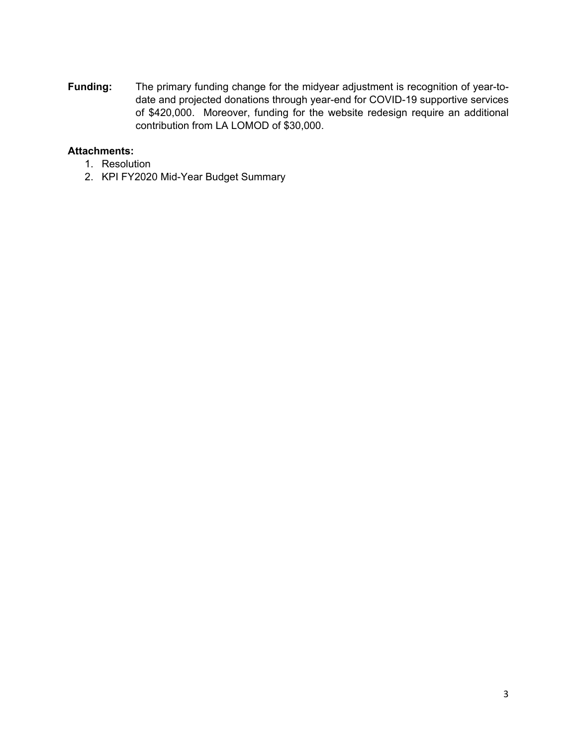**Funding:** The primary funding change for the midyear adjustment is recognition of year-to-date and projected donations through year-end for COVID-19 supportive services of $420,000. Moreover, funding for the website redesign require an additional contribution from LA LOMOD of $30,000.

**Attachments:**

1. Resolution
2. KPI FY2020 Mid-Year Budget Summary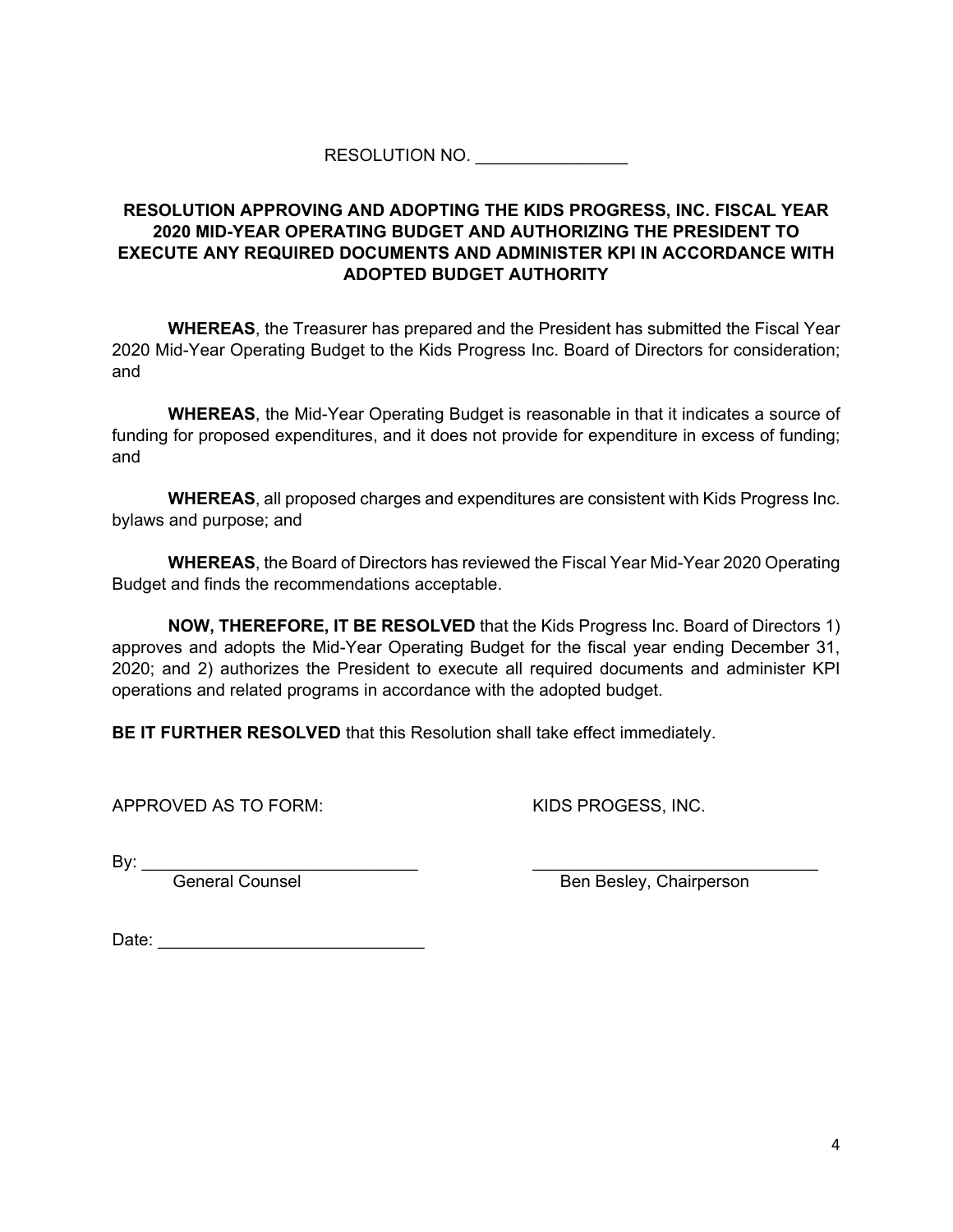RESOLUTION NO. ________________

**RESOLUTION APPROVING AND ADOPTING THE KIDS PROGRESS, INC. FISCAL YEAR 2020 MID-YEAR OPERATING BUDGET AND AUTHORIZING THE PRESIDENT TO EXECUTE ANY REQUIRED DOCUMENTS AND ADMINISTER KPI IN ACCORDANCE WITH ADOPTED BUDGET AUTHORITY**

**WHEREAS**, the Treasurer has prepared and the President has submitted the Fiscal Year 2020 Mid-Year Operating Budget to the Kids Progress Inc. Board of Directors for consideration; and

**WHEREAS**, the Mid-Year Operating Budget is reasonable in that it indicates a source of funding for proposed expenditures, and it does not provide for expenditure in excess of funding; and

**WHEREAS**, all proposed charges and expenditures are consistent with Kids Progress Inc. bylaws and purpose; and

**WHEREAS**, the Board of Directors has reviewed the Fiscal Year Mid-Year 2020 Operating Budget and finds the recommendations acceptable.

**NOW, THEREFORE, IT BE RESOLVED** that the Kids Progress Inc. Board of Directors 1) approves and adopts the Mid-Year Operating Budget for the fiscal year ending December 31, 2020; and 2) authorizes the President to execute all required documents and administer KPI operations and related programs in accordance with the adopted budget.

**BE IT FURTHER RESOLVED** that this Resolution shall take effect immediately.

APPROVED AS TO FORM:

By: ______________________________
General Counsel

Date: ____________________________

KIDS PROGESS, INC.

______________________________
Ben Besley, Chairperson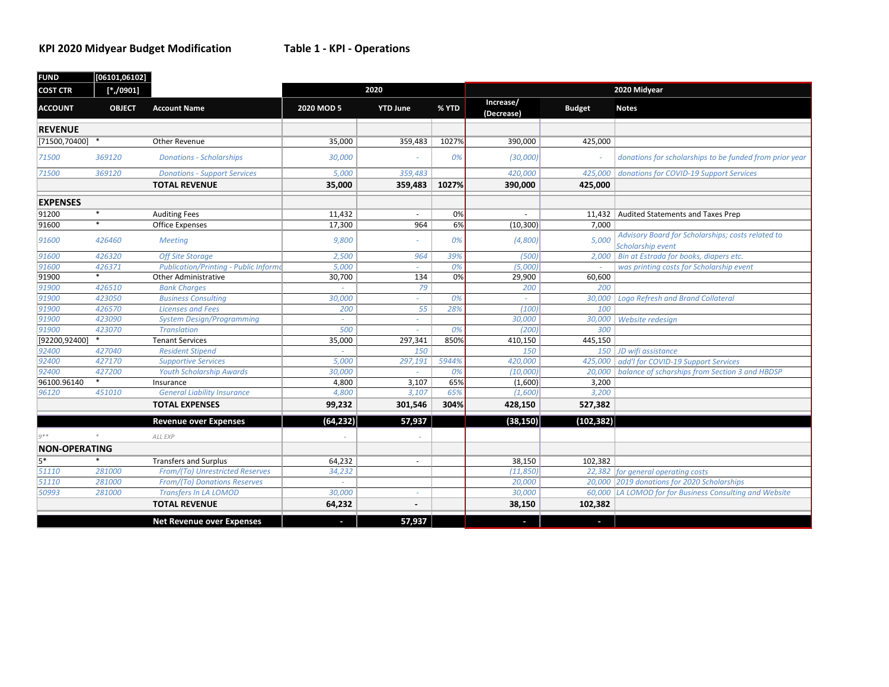**KPI 2020 Midyear Budget Modification** **Table 1 - KPI - Operations**

| FUND | [06101,06102] | | | | | | | |
|---|---|---|---|---|---|---|---|---|
| COST CTR | [*,/0901] | | 2020 | | | 2020 Midyear | | |
| **ACCOUNT** | **OBJECT** | **Account Name** | **2020 MOD 5** | **YTD June** | **% YTD** | **Increase/ (Decrease)** | **Budget** | **Notes** |
| **REVENUE** | | | | | | | | |
| [71500,70400] | * | Other Revenue | 35,000 | 359,483 | 1027% | 390,000 | 425,000 | |
| *71500* | *369120* | *Donations - Scholarships* | *30,000* | *-* | *0%* | *(30,000)* | *-* | *donations for scholarships to be funded from prior year* |
| *71500* | *369120* | *Donations - Support Services* | *5,000* | *359,483* | | *420,000* | *425,000* | *donations for COVID-19 Support Services* |
| | | **TOTAL REVENUE** | **35,000** | **359,483** | **1027%** | **390,000** | **425,000** | |
| **EXPENSES** | | | | | | | | |
| 91200 | * | Auditing Fees | 11,432 | - | 0% | - | 11,432 | Audited Statements and Taxes Prep |
| 91600 | * | Office Expenses | 17,300 | 964 | 6% | (10,300) | 7,000 | |
| *91600* | *426460* | *Meeting* | *9,800* | *-* | *0%* | *(4,800)* | *5,000* | *Advisory Board for Scholarships; costs related to Scholarship event* |
| *91600* | *426320* | *Off Site Storage* | *2,500* | *964* | *39%* | *(500)* | *2,000* | *Bin at Estrada for books, diapers etc.* |
| *91600* | *426371* | *Publication/Printing - Public Informa* | *5,000* | *-* | *0%* | *(5,000)* | *-* | *was printing costs for Scholarship event* |
| 91900 | * | Other Administrative | 30,700 | 134 | 0% | 29,900 | 60,600 | |
| *91900* | *426510* | *Bank Charges* | *-* | *79* | | *200* | *200* | |
| *91900* | *423050* | *Business Consulting* | *30,000* | *-* | *0%* | *-* | *30,000* | *Logo Refresh and Brand Collateral* |
| *91900* | *426570* | *Licenses and Fees* | *200* | *55* | *28%* | *(100)* | *100* | |
| *91900* | *423090* | *System Design/Programming* | *-* | *-* | | *30,000* | *30,000* | *Website redesign* |
| *91900* | *423070* | *Translation* | *500* | *-* | *0%* | *(200)* | *300* | |
| [92200,92400] | * | Tenant Services | 35,000 | 297,341 | 850% | 410,150 | 445,150 | |
| *92400* | *427040* | *Resident Stipend* | *-* | *150* | | *150* | *150* | *JD wifi assistance* |
| *92400* | *427170* | *Supportive Services* | *5,000* | *297,191* | *5944%* | *420,000* | *425,000* | *add'l for COVID-19 Support Services* |
| *92400* | *427200* | *Youth Scholarship Awards* | *30,000* | *-* | *0%* | *(10,000)* | *20,000* | *balance of scharships from Section 3 and HBDSP* |
| 96100.96140 | * | Insurance | 4,800 | 3,107 | 65% | (1,600) | 3,200 | |
| *96120* | *451010* | *General Liability Insurance* | *4,800* | *3,107* | *65%* | *(1,600)* | *3,200* | |
| | | **TOTAL EXPENSES** | **99,232** | **301,546** | **304%** | **428,150** | **527,382** | |
| | | **Revenue over Expenses** | **(64,232)** | **57,937** | | **(38,150)** | **(102,382)** | |
| *9\*\** | *\** | *ALL EXP* | *-* | *-* | | | | |
| **NON-OPERATING** | | | | | | | | |
| 5* | * | Transfers and Surplus | 64,232 | - | | 38,150 | 102,382 | |
| *51110* | *281000* | *From/(To) Unrestricted Reserves* | *34,232* | | | *(11,850)* | *22,382* | *for general operating costs* |
| *51110* | *281000* | *From/(To) Donations Reserves* | *-* | | | *20,000* | *20,000* | *2019 donations for 2020 Scholarships* |
| *50993* | *281000* | *Transfers In LA LOMOD* | *30,000* | *-* | | *30,000* | *60,000* | *LA LOMOD for for Business Consulting and Website* |
| | | **TOTAL REVENUE** | **64,232** | **-** | | **38,150** | **102,382** | |
| | | **Net Revenue over Expenses** | **-** | **57,937** | | **-** | **-** | |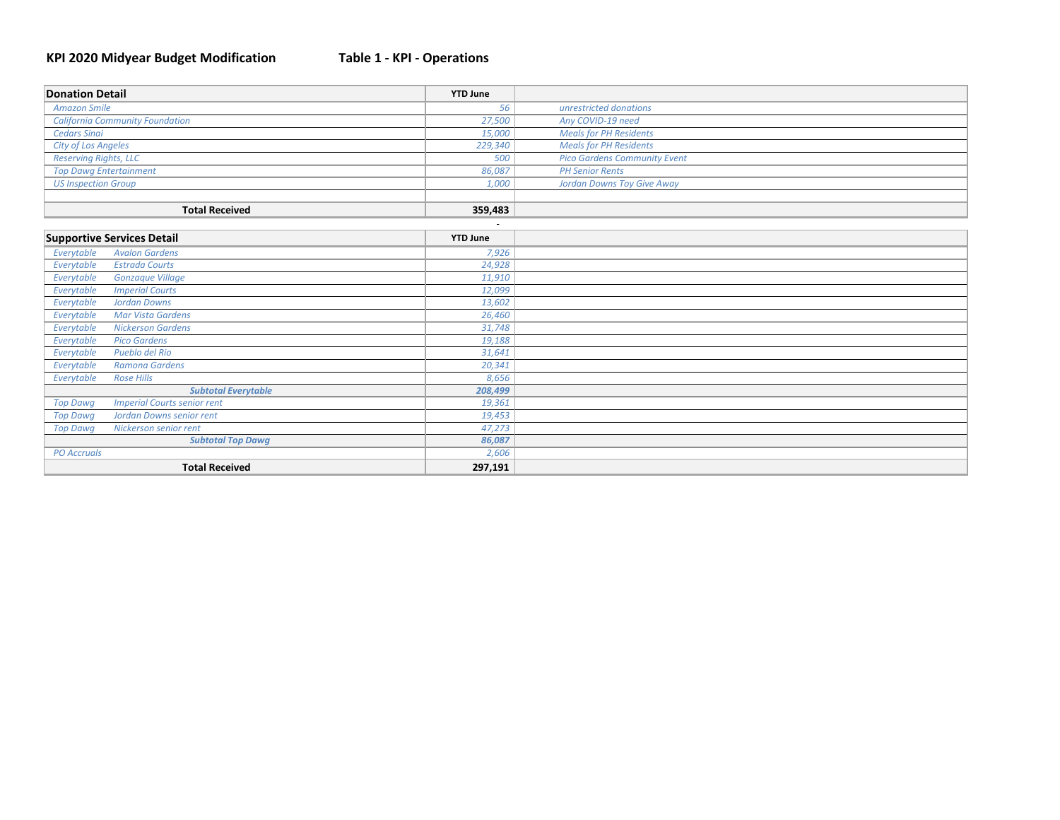**KPI 2020 Midyear Budget Modification** **Table 1 - KPI - Operations**

| Donation Detail | YTD June | |
|---|---|---|
| *Amazon Smile* | *56* | *unrestricted donations* |
| *California Community Foundation* | *27,500* | *Any COVID-19 need* |
| *Cedars Sinai* | *15,000* | *Meals for PH Residents* |
| *City of Los Angeles* | *229,340* | *Meals for PH Residents* |
| *Reserving Rights, LLC* | *500* | *Pico Gardens Community Event* |
| *Top Dawg Entertainment* | *86,087* | *PH Senior Rents* |
| *US Inspection Group* | *1,000* | *Jordan Downs Toy Give Away* |
| | | |
| **Total Received** | **359,483** | |

-

| Supportive Services Detail | | YTD June | |
|---|---|---|---|
| *Everytable* | *Avalon Gardens* | *7,926* | |
| *Everytable* | *Estrada Courts* | *24,928* | |
| *Everytable* | *Gonzaque Village* | *11,910* | |
| *Everytable* | *Imperial Courts* | *12,099* | |
| *Everytable* | *Jordan Downs* | *13,602* | |
| *Everytable* | *Mar Vista Gardens* | *26,460* | |
| *Everytable* | *Nickerson Gardens* | *31,748* | |
| *Everytable* | *Pico Gardens* | *19,188* | |
| *Everytable* | *Pueblo del Rio* | *31,641* | |
| *Everytable* | *Ramona Gardens* | *20,341* | |
| *Everytable* | *Rose Hills* | *8,656* | |
| | ***Subtotal Everytable*** | ***208,499*** | |
| *Top Dawg* | *Imperial Courts senior rent* | *19,361* | |
| *Top Dawg* | *Jordan Downs senior rent* | *19,453* | |
| *Top Dawg* | *Nickerson senior rent* | *47,273* | |
| | ***Subtotal Top Dawg*** | ***86,087*** | |
| *PO Accruals* | | *2,606* | |
| **Total Received** | | **297,191** | |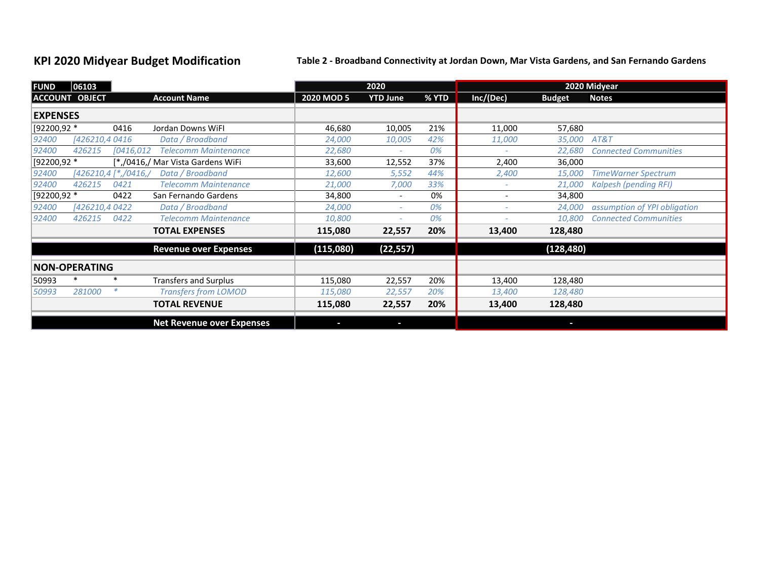**KPI 2020 Midyear Budget Modification**

**Table 2 - Broadband Connectivity at Jordan Down, Mar Vista Gardens, and San Fernando Gardens**

| FUND | 06103 | | | 2020 | | | 2020 Midyear | | |
|---|---|---|---|---|---|---|---|---|---|
| **ACCOUNT** | **OBJECT** | | **Account Name** | **2020 MOD 5** | **YTD June** | **% YTD** | **Inc/(Dec)** | **Budget** | **Notes** |
| **EXPENSES** | | | | | | | | | |
| [92200,92 | * | 0416 | Jordan Downs WiFI | 46,680 | 10,005 | 21% | 11,000 | 57,680 | |
| *92400* | *[426210,4* | *0416* | *Data / Broadband* | *24,000* | *10,005* | *42%* | *11,000* | *35,000* | *AT&T* |
| *92400* | *426215* | *[0416,012* | *Telecomm Maintenance* | *22,680* | *-* | *0%* | *-* | *22,680* | *Connected Communities* |
| [92200,92 | * | [*,/0416,/ | Mar Vista Gardens WiFi | 33,600 | 12,552 | 37% | 2,400 | 36,000 | |
| *92400* | *[426210,4* | *[*,/0416,/* | *Data / Broadband* | *12,600* | *5,552* | *44%* | *2,400* | *15,000* | *TimeWarner Spectrum* |
| *92400* | *426215* | *0421* | *Telecomm Maintenance* | *21,000* | *7,000* | *33%* | *-* | *21,000* | *Kalpesh (pending RFI)* |
| [92200,92 | * | 0422 | San Fernando Gardens | 34,800 | - | 0% | - | 34,800 | |
| *92400* | *[426210,4* | *0422* | *Data / Broadband* | *24,000* | *-* | *0%* | *-* | *24,000* | *assumption of YPI obligation* |
| *92400* | *426215* | *0422* | *Telecomm Maintenance* | *10,800* | *-* | *0%* | *-* | *10,800* | *Connected Communities* |
| | | | **TOTAL EXPENSES** | **115,080** | **22,557** | **20%** | **13,400** | **128,480** | |
| | | | **Revenue over Expenses** | **(115,080)** | **(22,557)** | | | **(128,480)** | |
| **NON-OPERATING** | | | | | | | | | |
| 50993 | * | * | Transfers and Surplus | 115,080 | 22,557 | 20% | 13,400 | 128,480 | |
| *50993* | *281000* | *** | *Transfers from LOMOD* | *115,080* | *22,557* | *20%* | *13,400* | *128,480* | |
| | | | **TOTAL REVENUE** | **115,080** | **22,557** | **20%** | **13,400** | **128,480** | |
| | | | **Net Revenue over Expenses** | **-** | **-** | | | **-** | |